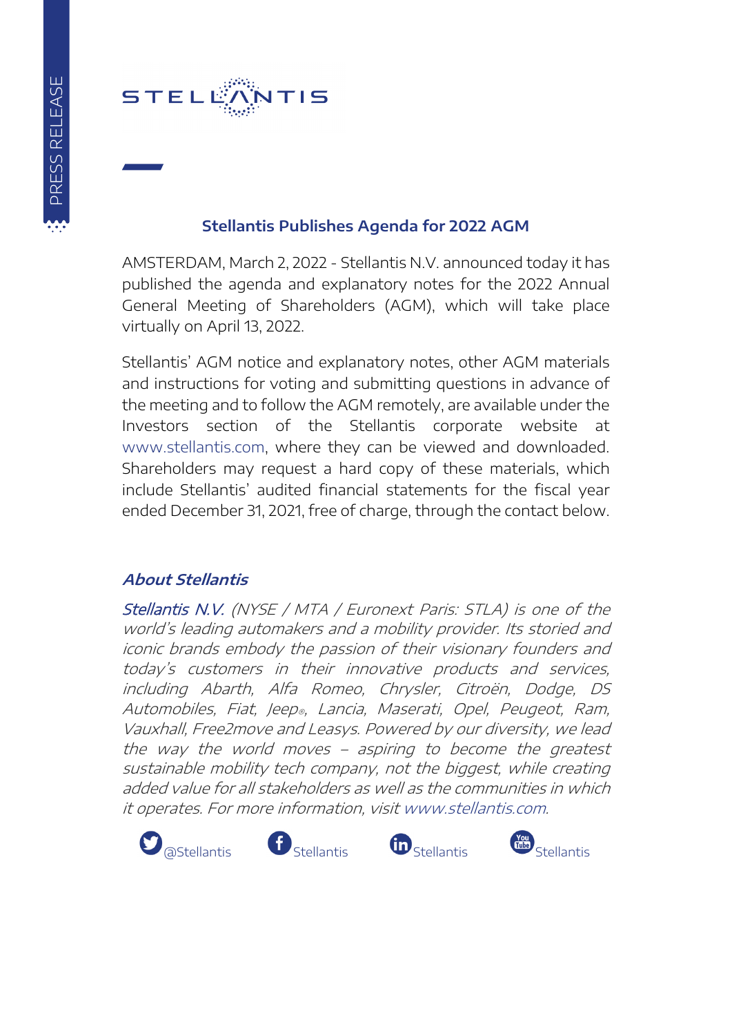# Stellantis Publishes Agenda for 2022 AGM

AMSTERDAM, March 2, 2022 - Stellantis N.V. announced today it has published the agenda and explanatory notes for the 2022 Annual General Meeting of Shareholders (AGM), which will take place virtually on April 13, 2022.

Stellantis' AGM notice and explanatory notes, other AGM materials and instructions for voting and submitting questions in advance of the meeting and to follow the AGM remotely, are available under the Investors section of the Stellantis corporate website at www.stellantis.com, where they can be viewed and downloaded. Shareholders may request a hard copy of these materials, which include Stellantis' audited financial statements for the fiscal year ended December 31, 2021, free of charge, through the contact below.

## *About Stellantis*

*Stellantis N.V. (NYSE / MTA / Euronext Paris: STLA) is one of the world's leading automakers and a mobility provider. Its storied and iconic brands embody the passion of their visionary founders and today's customers in their innovative products and services, including Abarth, Alfa Romeo, Chrysler, Citroën, Dodge, DS Automobiles, Fiat, Jeep®, Lancia, Maserati, Opel, Peugeot, Ram, Vauxhall, Free2move and Leasys. Powered by our diversity, we lead the way the world moves – aspiring to become the greatest sustainable mobility tech company, not the biggest, while creating added value for all stakeholders as well as the communities in which it operates. For more information, visit www.stellantis.com.*

@Stellantis Stellantis Stellantis Stellantis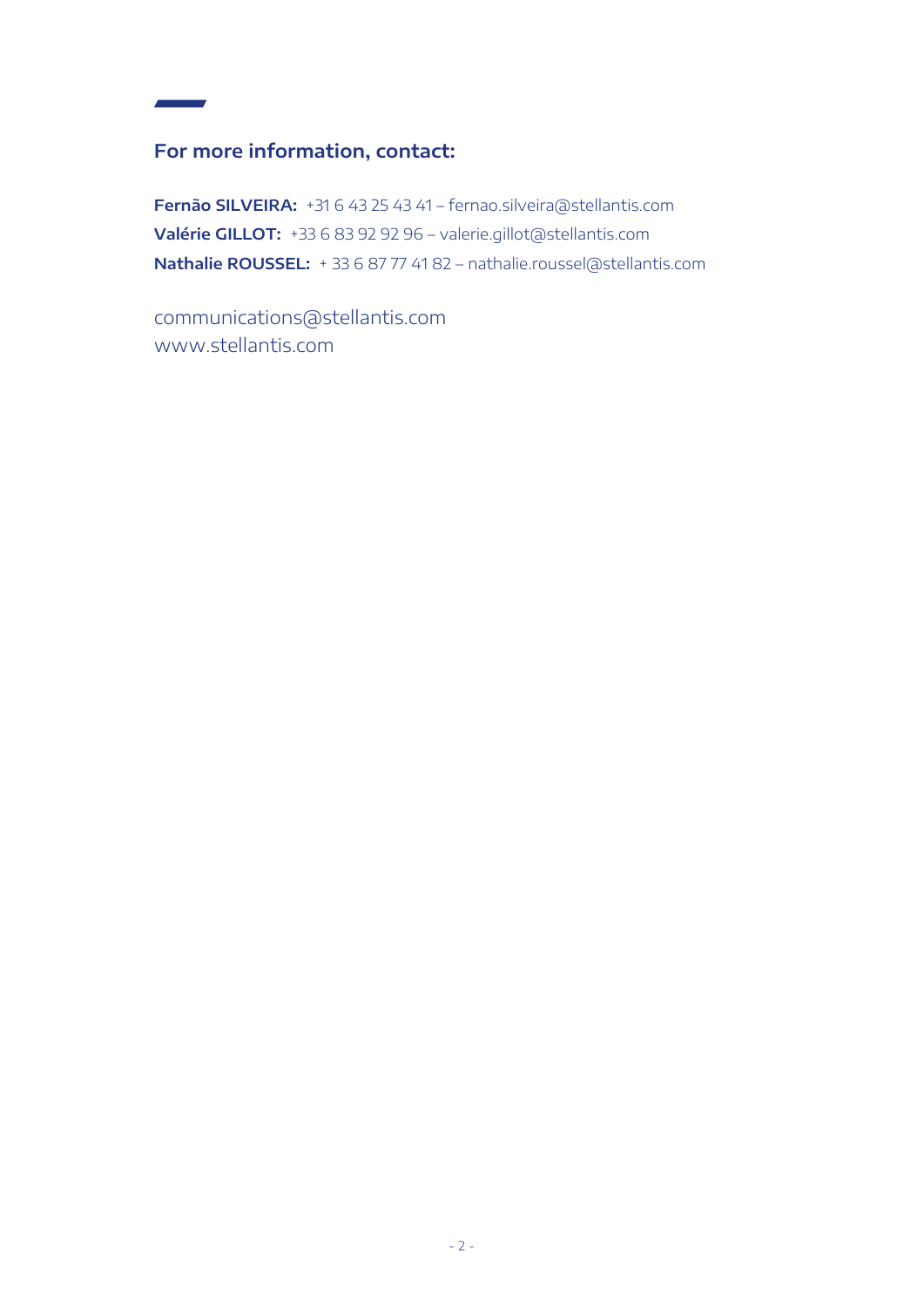### For more information, contact:

**Fernão SILVEIRA:** +31 6 43 25 43 41 – fernao.silveira@stellantis.com
**Valérie GILLOT:** +33 6 83 92 92 96 – valerie.gillot@stellantis.com
**Nathalie ROUSSEL:** + 33 6 87 77 41 82 – nathalie.roussel@stellantis.com

communications@stellantis.com
www.stellantis.com